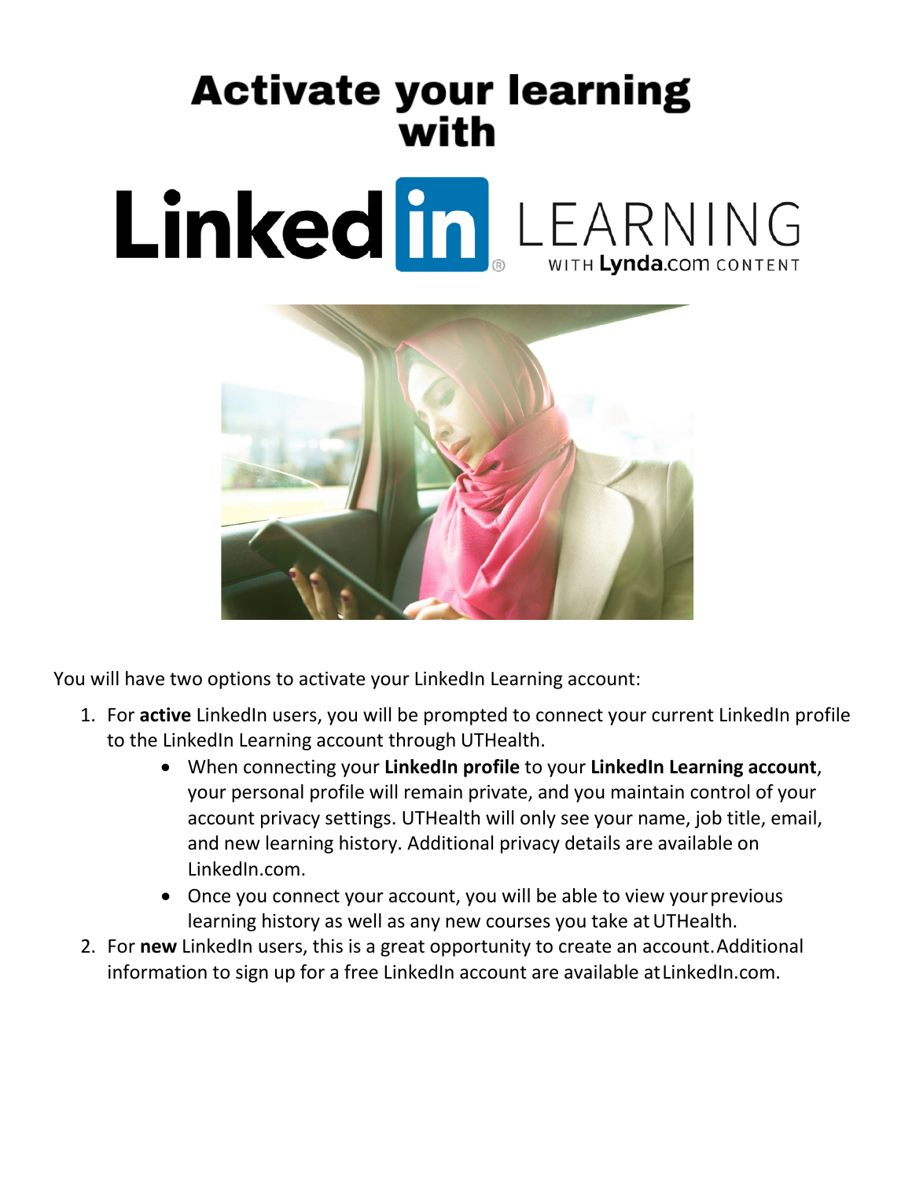# Activate your learning with

# LinkedIn LEARNING

WITH Lynda.com CONTENT

You will have two options to activate your LinkedIn Learning account:

1. For **active** LinkedIn users, you will be prompted to connect your current LinkedIn profile to the LinkedIn Learning account through UTHealth.
   - When connecting your **LinkedIn profile** to your **LinkedIn Learning account**, your personal profile will remain private, and you maintain control of your account privacy settings. UTHealth will only see your name, job title, email, and new learning history. Additional privacy details are available on LinkedIn.com.
   - Once you connect your account, you will be able to view your previous learning history as well as any new courses you take at UTHealth.
2. For **new** LinkedIn users, this is a great opportunity to create an account. Additional information to sign up for a free LinkedIn account are available at LinkedIn.com.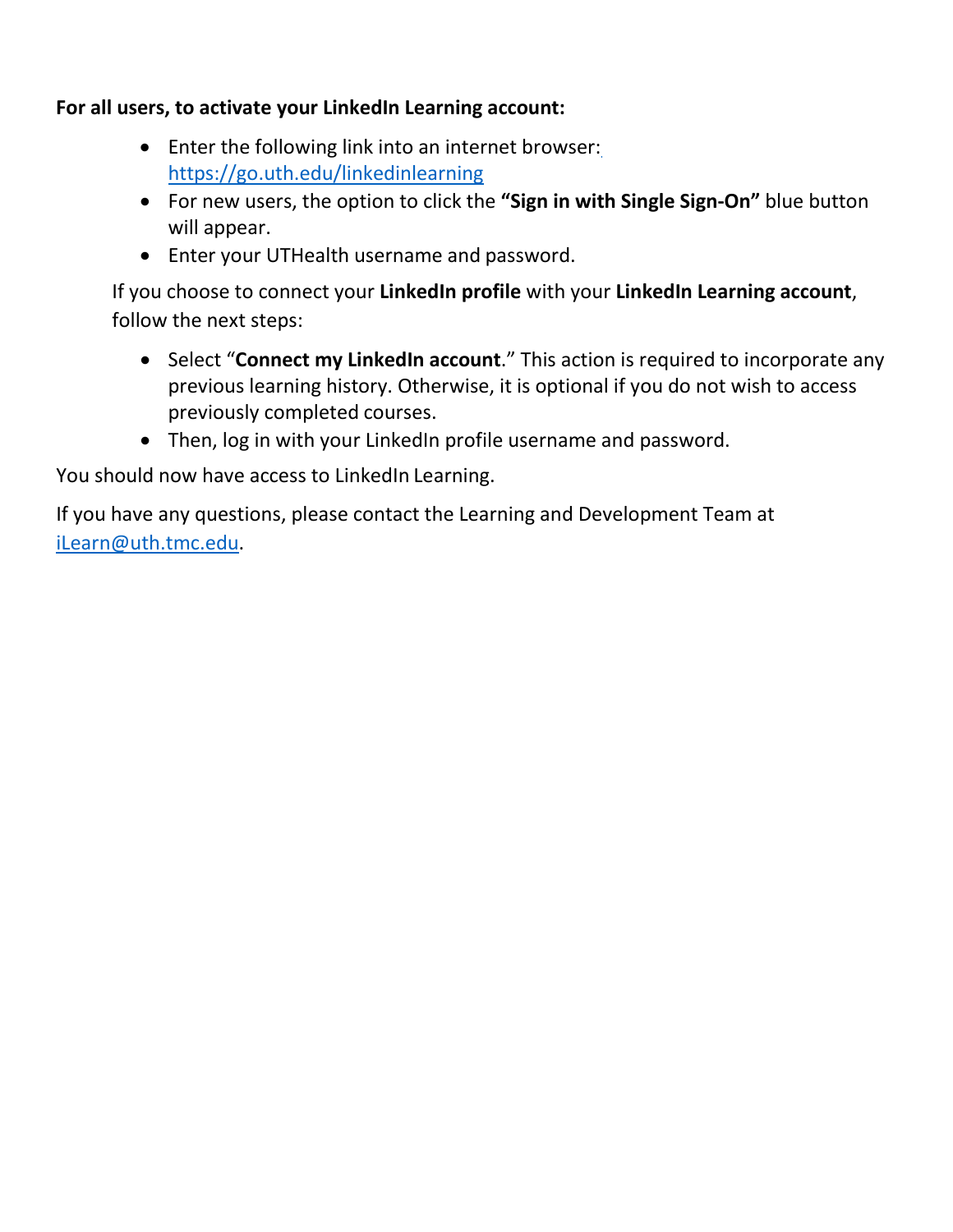**For all users, to activate your LinkedIn Learning account:**

- Enter the following link into an internet browser: https://go.uth.edu/linkedinlearning
- For new users, the option to click the **"Sign in with Single Sign-On"** blue button will appear.
- Enter your UTHealth username and password.

If you choose to connect your **LinkedIn profile** with your **LinkedIn Learning account**, follow the next steps:

- Select "**Connect my LinkedIn account**." This action is required to incorporate any previous learning history. Otherwise, it is optional if you do not wish to access previously completed courses.
- Then, log in with your LinkedIn profile username and password.

You should now have access to LinkedIn Learning.

If you have any questions, please contact the Learning and Development Team at iLearn@uth.tmc.edu.